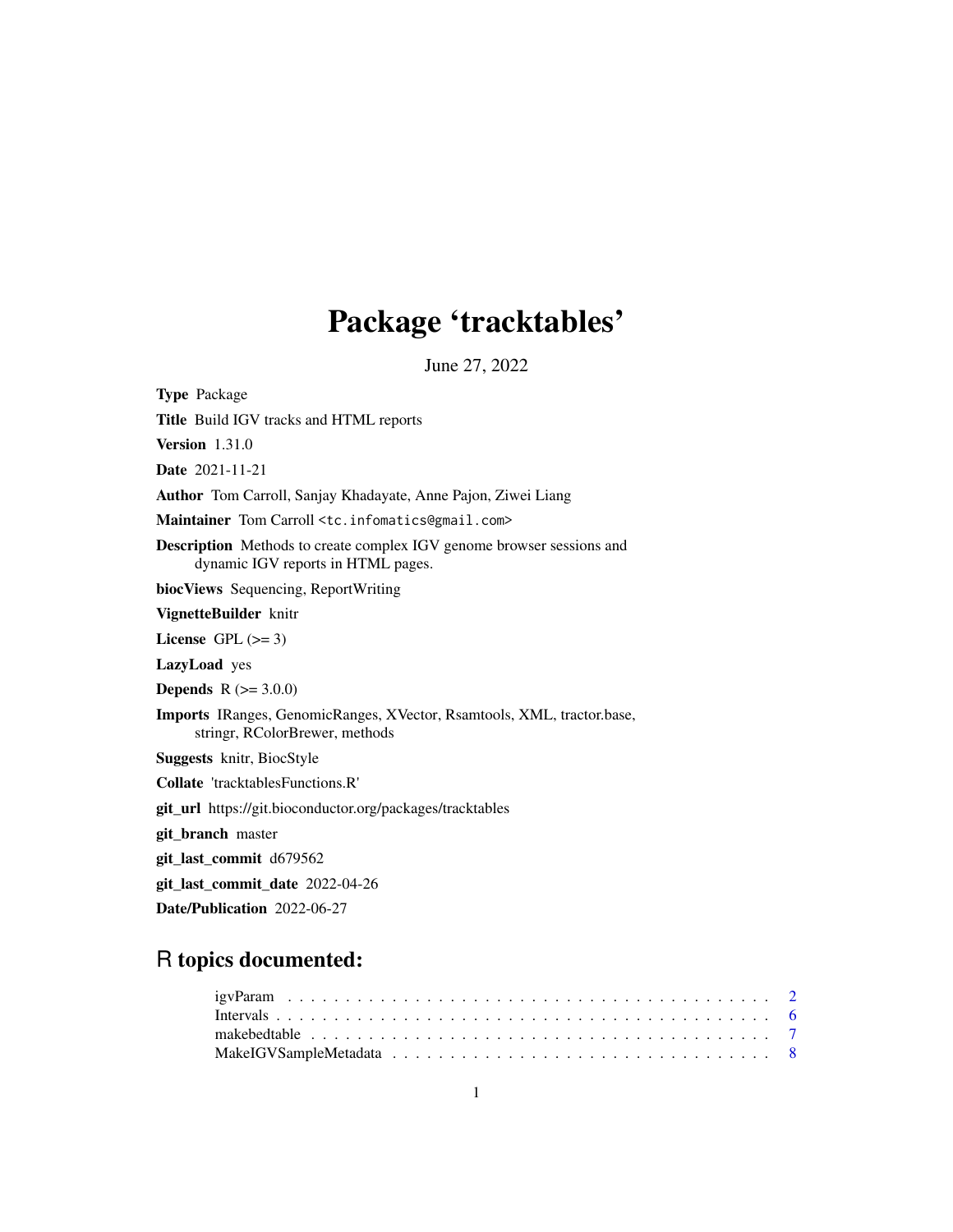# Package 'tracktables'

June 27, 2022

**Type** Package

**Title** Build IGV tracks and HTML reports

**Version** 1.31.0

**Date** 2021-11-21

**Author** Tom Carroll, Sanjay Khadayate, Anne Pajon, Ziwei Liang

**Maintainer** Tom Carroll <tc.infomatics@gmail.com>

**Description** Methods to create complex IGV genome browser sessions and dynamic IGV reports in HTML pages.

**biocViews** Sequencing, ReportWriting

**VignetteBuilder** knitr

**License** GPL (>= 3)

**LazyLoad** yes

**Depends** R (>= 3.0.0)

**Imports** IRanges, GenomicRanges, XVector, Rsamtools, XML, tractor.base, stringr, RColorBrewer, methods

**Suggests** knitr, BiocStyle

**Collate** 'tracktablesFunctions.R'

**git_url** https://git.bioconductor.org/packages/tracktables

**git_branch** master

**git_last_commit** d679562

**git_last_commit_date** 2022-04-26

**Date/Publication** 2022-06-27

## R topics documented:

igvParam . . . . . . . . . . . . . . . . . . . . . . . . . . . . . . . . . . . . . . . . . . 2
Intervals . . . . . . . . . . . . . . . . . . . . . . . . . . . . . . . . . . . . . . . . . . 6
makebedtable . . . . . . . . . . . . . . . . . . . . . . . . . . . . . . . . . . . . . . . 7
MakeIGVSampleMetadata . . . . . . . . . . . . . . . . . . . . . . . . . . . . . . . . 8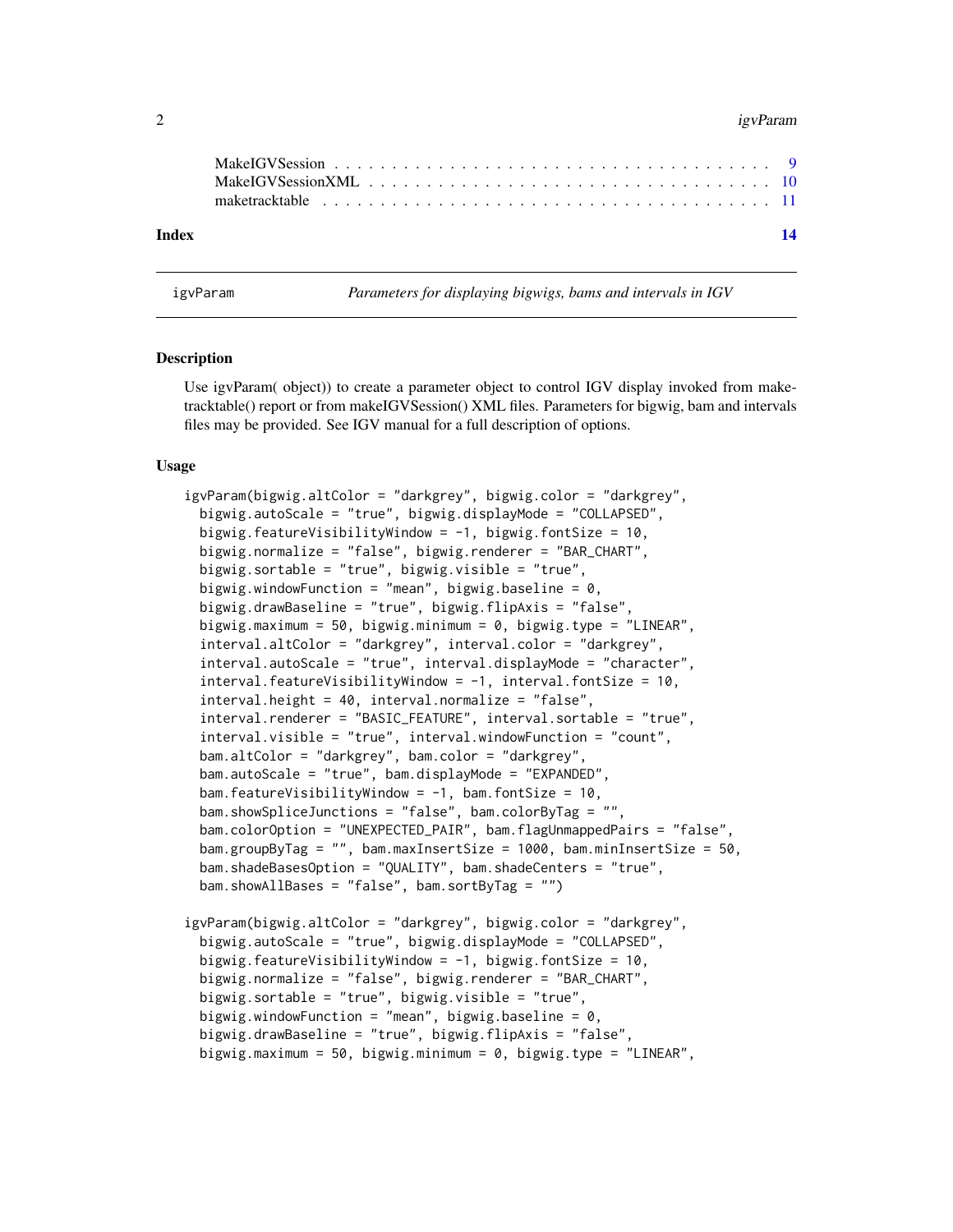MakeIGVSession . . . . . . . . . . . . . . . . . . . . . . . . . . . . . . . . . . . . 9
MakeIGVSessionXML . . . . . . . . . . . . . . . . . . . . . . . . . . . . . . . . . 10
maketracktable . . . . . . . . . . . . . . . . . . . . . . . . . . . . . . . . . . . . 11

**Index** **14**

---

igvParam *Parameters for displaying bigwigs, bams and intervals in IGV*

---

## Description

Use igvParam( object)) to create a parameter object to control IGV display invoked from maketracktable() report or from makeIGVSession() XML files. Parameters for bigwig, bam and intervals files may be provided. See IGV manual for a full description of options.

## Usage

```
igvParam(bigwig.altColor = "darkgrey", bigwig.color = "darkgrey",
  bigwig.autoScale = "true", bigwig.displayMode = "COLLAPSED",
  bigwig.featureVisibilityWindow = -1, bigwig.fontSize = 10,
  bigwig.normalize = "false", bigwig.renderer = "BAR_CHART",
  bigwig.sortable = "true", bigwig.visible = "true",
  bigwig.windowFunction = "mean", bigwig.baseline = 0,
  bigwig.drawBaseline = "true", bigwig.flipAxis = "false",
  bigwig.maximum = 50, bigwig.minimum = 0, bigwig.type = "LINEAR",
  interval.altColor = "darkgrey", interval.color = "darkgrey",
  interval.autoScale = "true", interval.displayMode = "character",
  interval.featureVisibilityWindow = -1, interval.fontSize = 10,
  interval.height = 40, interval.normalize = "false",
  interval.renderer = "BASIC_FEATURE", interval.sortable = "true",
  interval.visible = "true", interval.windowFunction = "count",
  bam.altColor = "darkgrey", bam.color = "darkgrey",
  bam.autoScale = "true", bam.displayMode = "EXPANDED",
  bam.featureVisibilityWindow = -1, bam.fontSize = 10,
  bam.showSpliceJunctions = "false", bam.colorByTag = "",
  bam.colorOption = "UNEXPECTED_PAIR", bam.flagUnmappedPairs = "false",
  bam.groupByTag = "", bam.maxInsertSize = 1000, bam.minInsertSize = 50,
  bam.shadeBasesOption = "QUALITY", bam.shadeCenters = "true",
  bam.showAllBases = "false", bam.sortByTag = "")

igvParam(bigwig.altColor = "darkgrey", bigwig.color = "darkgrey",
  bigwig.autoScale = "true", bigwig.displayMode = "COLLAPSED",
  bigwig.featureVisibilityWindow = -1, bigwig.fontSize = 10,
  bigwig.normalize = "false", bigwig.renderer = "BAR_CHART",
  bigwig.sortable = "true", bigwig.visible = "true",
  bigwig.windowFunction = "mean", bigwig.baseline = 0,
  bigwig.drawBaseline = "true", bigwig.flipAxis = "false",
  bigwig.maximum = 50, bigwig.minimum = 0, bigwig.type = "LINEAR",
```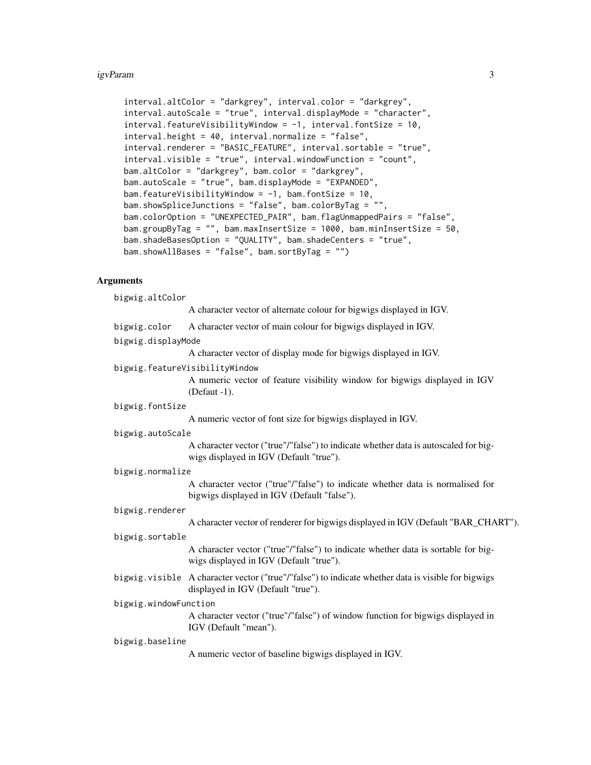```
interval.altColor = "darkgrey", interval.color = "darkgrey",
interval.autoScale = "true", interval.displayMode = "character",
interval.featureVisibilityWindow = -1, interval.fontSize = 10,
interval.height = 40, interval.normalize = "false",
interval.renderer = "BASIC_FEATURE", interval.sortable = "true",
interval.visible = "true", interval.windowFunction = "count",
bam.altColor = "darkgrey", bam.color = "darkgrey",
bam.autoScale = "true", bam.displayMode = "EXPANDED",
bam.featureVisibilityWindow = -1, bam.fontSize = 10,
bam.showSpliceJunctions = "false", bam.colorByTag = "",
bam.colorOption = "UNEXPECTED_PAIR", bam.flagUnmappedPairs = "false",
bam.groupByTag = "", bam.maxInsertSize = 1000, bam.minInsertSize = 50,
bam.shadeBasesOption = "QUALITY", bam.shadeCenters = "true",
bam.showAllBases = "false", bam.sortByTag = "")
```

## Arguments

`bigwig.altColor`
: A character vector of alternate colour for bigwigs displayed in IGV.

`bigwig.color`
: A character vector of main colour for bigwigs displayed in IGV.

`bigwig.displayMode`
: A character vector of display mode for bigwigs displayed in IGV.

`bigwig.featureVisibilityWindow`
: A numeric vector of feature visibility window for bigwigs displayed in IGV (Defaut -1).

`bigwig.fontSize`
: A numeric vector of font size for bigwigs displayed in IGV.

`bigwig.autoScale`
: A character vector ("true"/"false") to indicate whether data is autoscaled for bigwigs displayed in IGV (Default "true").

`bigwig.normalize`
: A character vector ("true"/"false") to indicate whether data is normalised for bigwigs displayed in IGV (Default "false").

`bigwig.renderer`
: A character vector of renderer for bigwigs displayed in IGV (Default "BAR_CHART").

`bigwig.sortable`
: A character vector ("true"/"false") to indicate whether data is sortable for bigwigs displayed in IGV (Default "true").

`bigwig.visible`
: A character vector ("true"/"false") to indicate whether data is visible for bigwigs displayed in IGV (Default "true").

`bigwig.windowFunction`
: A character vector ("true"/"false") of window function for bigwigs displayed in IGV (Default "mean").

`bigwig.baseline`
: A numeric vector of baseline bigwigs displayed in IGV.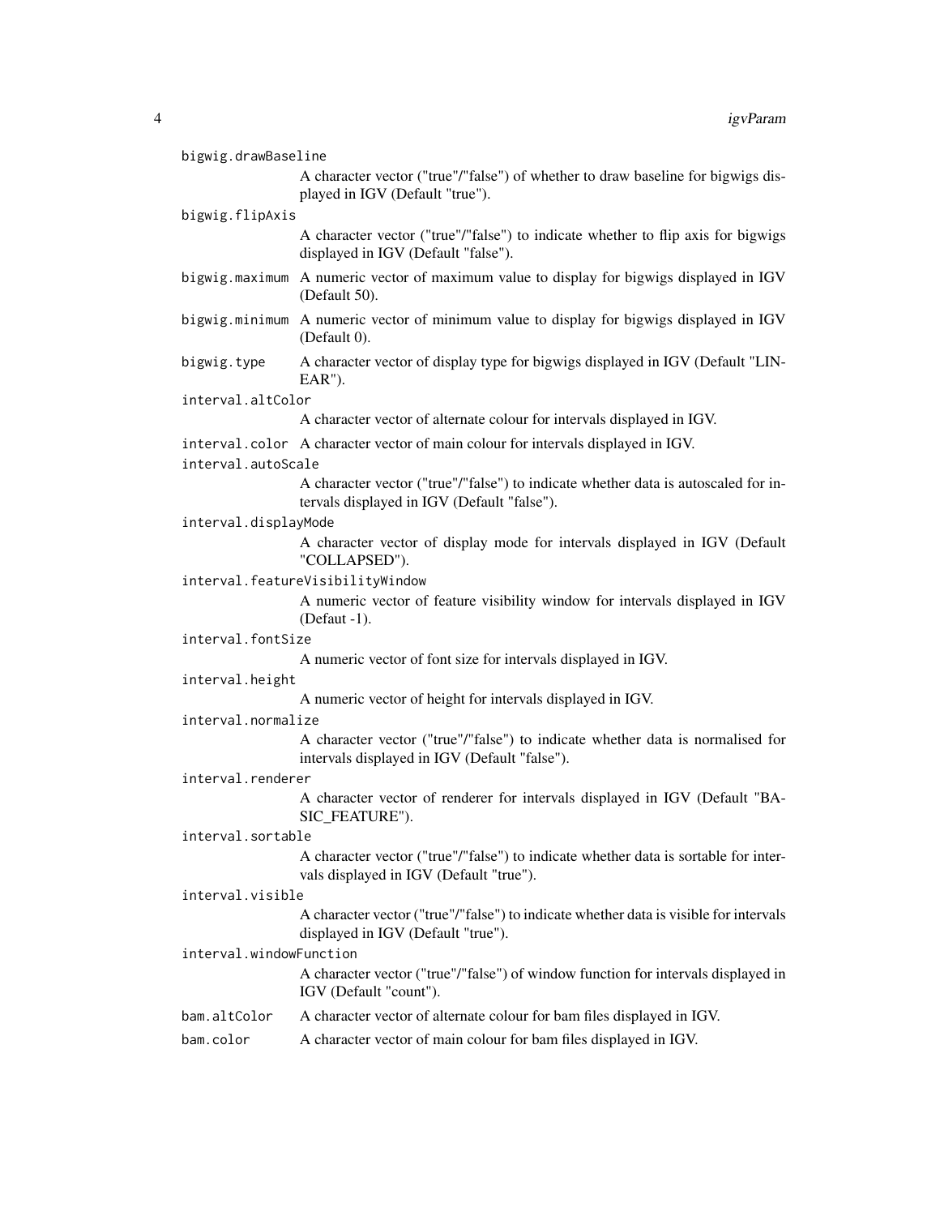`bigwig.drawBaseline`
: A character vector ("true"/"false") of whether to draw baseline for bigwigs displayed in IGV (Default "true").

`bigwig.flipAxis`
: A character vector ("true"/"false") to indicate whether to flip axis for bigwigs displayed in IGV (Default "false").

`bigwig.maximum`
: A numeric vector of maximum value to display for bigwigs displayed in IGV (Default 50).

`bigwig.minimum`
: A numeric vector of minimum value to display for bigwigs displayed in IGV (Default 0).

`bigwig.type`
: A character vector of display type for bigwigs displayed in IGV (Default "LINEAR").

`interval.altColor`
: A character vector of alternate colour for intervals displayed in IGV.

`interval.color`
: A character vector of main colour for intervals displayed in IGV.

`interval.autoScale`
: A character vector ("true"/"false") to indicate whether data is autoscaled for intervals displayed in IGV (Default "false").

`interval.displayMode`
: A character vector of display mode for intervals displayed in IGV (Default "COLLAPSED").

`interval.featureVisibilityWindow`
: A numeric vector of feature visibility window for intervals displayed in IGV (Defaut -1).

`interval.fontSize`
: A numeric vector of font size for intervals displayed in IGV.

`interval.height`
: A numeric vector of height for intervals displayed in IGV.

`interval.normalize`
: A character vector ("true"/"false") to indicate whether data is normalised for intervals displayed in IGV (Default "false").

`interval.renderer`
: A character vector of renderer for intervals displayed in IGV (Default "BASIC_FEATURE").

`interval.sortable`
: A character vector ("true"/"false") to indicate whether data is sortable for intervals displayed in IGV (Default "true").

`interval.visible`
: A character vector ("true"/"false") to indicate whether data is visible for intervals displayed in IGV (Default "true").

`interval.windowFunction`
: A character vector ("true"/"false") of window function for intervals displayed in IGV (Default "count").

`bam.altColor`
: A character vector of alternate colour for bam files displayed in IGV.

`bam.color`
: A character vector of main colour for bam files displayed in IGV.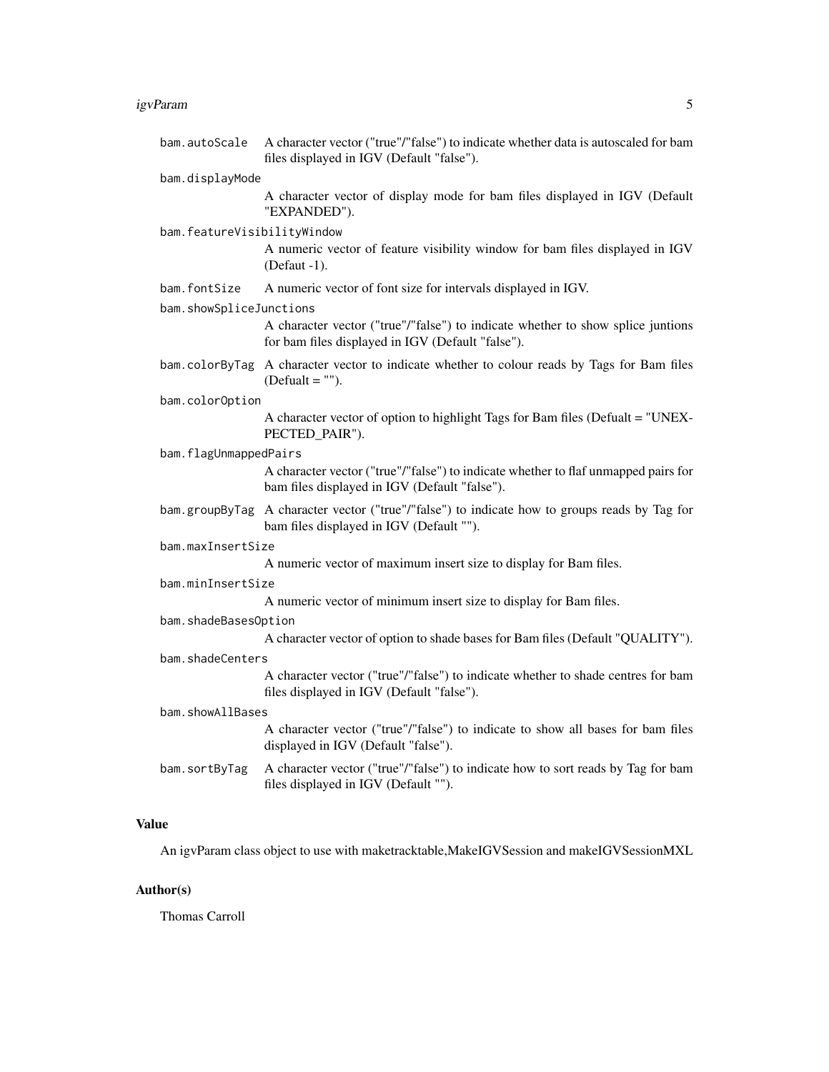`bam.autoScale` A character vector ("true"/"false") to indicate whether data is autoscaled for bam files displayed in IGV (Default "false").

`bam.displayMode`
: A character vector of display mode for bam files displayed in IGV (Default "EXPANDED").

`bam.featureVisibilityWindow`
: A numeric vector of feature visibility window for bam files displayed in IGV (Defaut -1).

`bam.fontSize` A numeric vector of font size for intervals displayed in IGV.

`bam.showSpliceJunctions`
: A character vector ("true"/"false") to indicate whether to show splice juntions for bam files displayed in IGV (Default "false").

`bam.colorByTag` A character vector to indicate whether to colour reads by Tags for Bam files (Defualt = "").

`bam.colorOption`
: A character vector of option to highlight Tags for Bam files (Defualt = "UNEXPECTED_PAIR").

`bam.flagUnmappedPairs`
: A character vector ("true"/"false") to indicate whether to flaf unmapped pairs for bam files displayed in IGV (Default "false").

`bam.groupByTag` A character vector ("true"/"false") to indicate how to groups reads by Tag for bam files displayed in IGV (Default "").

`bam.maxInsertSize`
: A numeric vector of maximum insert size to display for Bam files.

`bam.minInsertSize`
: A numeric vector of minimum insert size to display for Bam files.

`bam.shadeBasesOption`
: A character vector of option to shade bases for Bam files (Default "QUALITY").

`bam.shadeCenters`
: A character vector ("true"/"false") to indicate whether to shade centres for bam files displayed in IGV (Default "false").

`bam.showAllBases`
: A character vector ("true"/"false") to indicate to show all bases for bam files displayed in IGV (Default "false").

`bam.sortByTag` A character vector ("true"/"false") to indicate how to sort reads by Tag for bam files displayed in IGV (Default "").

## Value

An igvParam class object to use with maketracktable,MakeIGVSession and makeIGVSessionMXL

## Author(s)

Thomas Carroll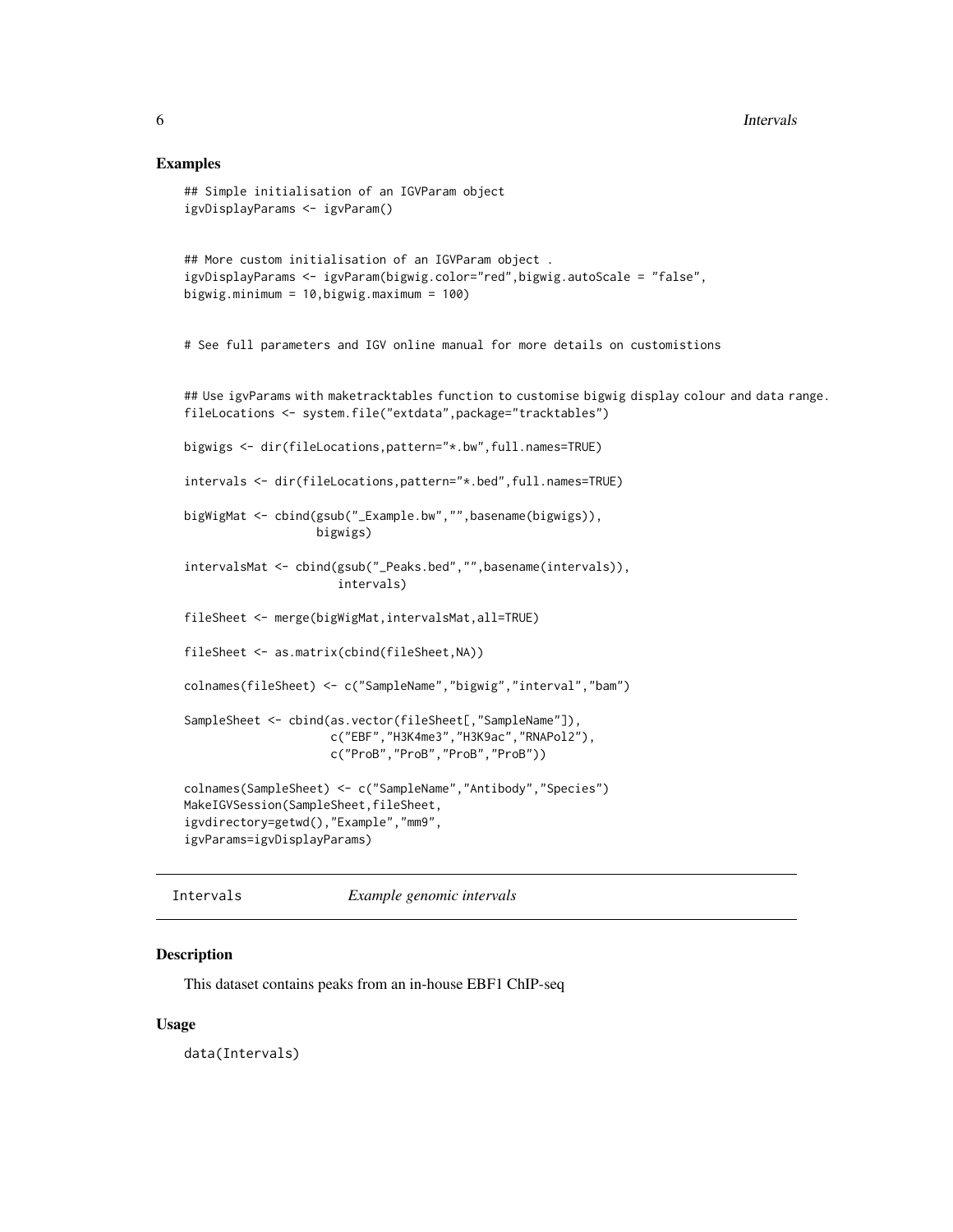## Examples

```
## Simple initialisation of an IGVParam object
igvDisplayParams <- igvParam()


## More custom initialisation of an IGVParam object .
igvDisplayParams <- igvParam(bigwig.color="red",bigwig.autoScale = "false",
bigwig.minimum = 10,bigwig.maximum = 100)


# See full parameters and IGV online manual for more details on customistions


## Use igvParams with maketracktables function to customise bigwig display colour and data range.
fileLocations <- system.file("extdata",package="tracktables")

bigwigs <- dir(fileLocations,pattern="*.bw",full.names=TRUE)

intervals <- dir(fileLocations,pattern="*.bed",full.names=TRUE)

bigWigMat <- cbind(gsub("_Example.bw","",basename(bigwigs)),
                   bigwigs)

intervalsMat <- cbind(gsub("_Peaks.bed","",basename(intervals)),
                      intervals)

fileSheet <- merge(bigWigMat,intervalsMat,all=TRUE)

fileSheet <- as.matrix(cbind(fileSheet,NA))

colnames(fileSheet) <- c("SampleName","bigwig","interval","bam")

SampleSheet <- cbind(as.vector(fileSheet[,"SampleName"]),
                     c("EBF","H3K4me3","H3K9ac","RNAPol2"),
                     c("ProB","ProB","ProB","ProB"))

colnames(SampleSheet) <- c("SampleName","Antibody","Species")
MakeIGVSession(SampleSheet,fileSheet,
igvdirectory=getwd(),"Example","mm9",
igvParams=igvDisplayParams)
```

---

## Intervals *Example genomic intervals*

### Description

This dataset contains peaks from an in-house EBF1 ChIP-seq

### Usage

```
data(Intervals)
```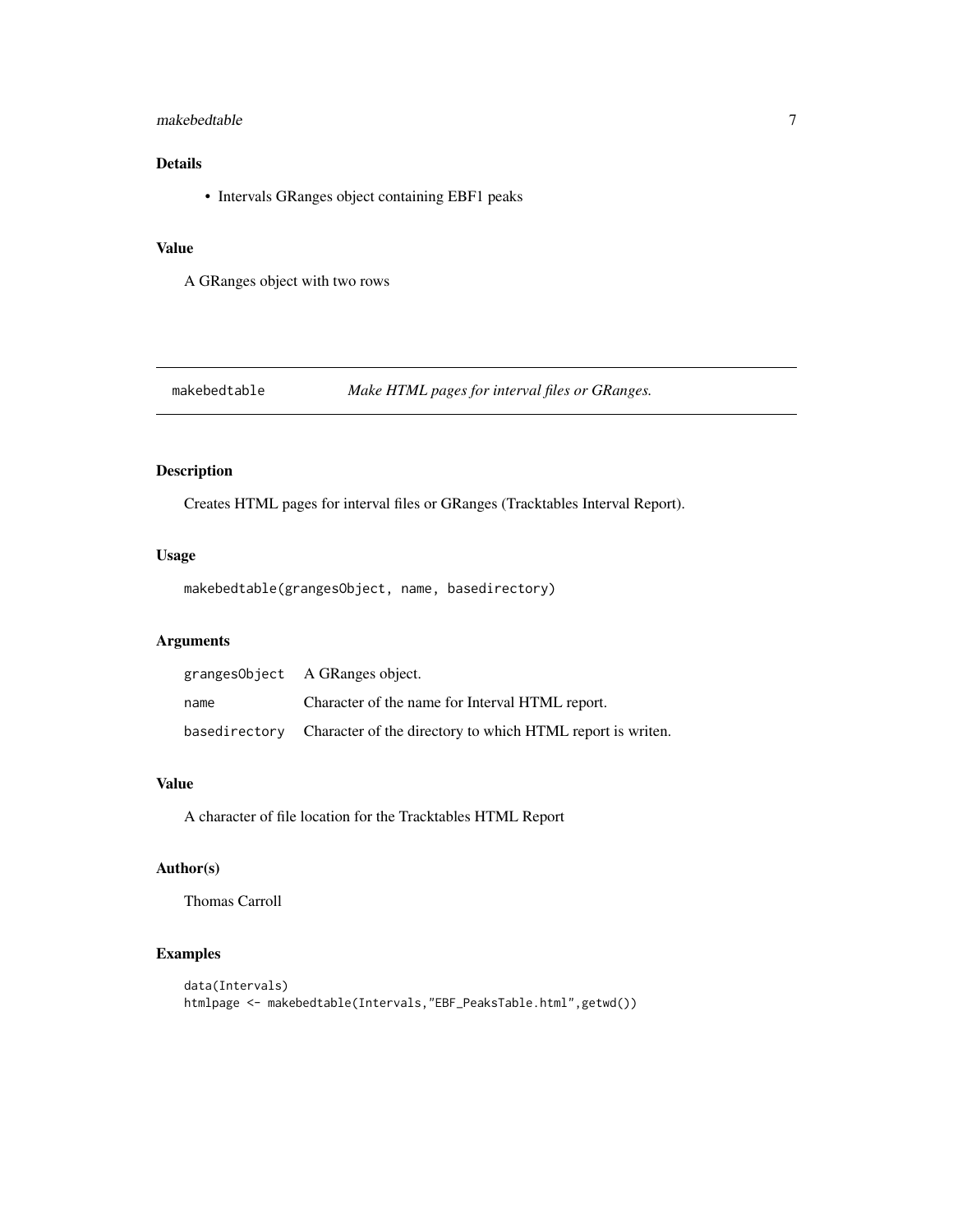### Details

- Intervals GRanges object containing EBF1 peaks

### Value

A GRanges object with two rows

---

## makebedtable *Make HTML pages for interval files or GRanges.*

---

### Description

Creates HTML pages for interval files or GRanges (Tracktables Interval Report).

### Usage

```
makebedtable(grangesObject, name, basedirectory)
```

### Arguments

| | |
|---|---|
| grangesObject | A GRanges object. |
| name | Character of the name for Interval HTML report. |
| basedirectory | Character of the directory to which HTML report is writen. |

### Value

A character of file location for the Tracktables HTML Report

### Author(s)

Thomas Carroll

### Examples

```
data(Intervals)
htmlpage <- makebedtable(Intervals,"EBF_PeaksTable.html",getwd())
```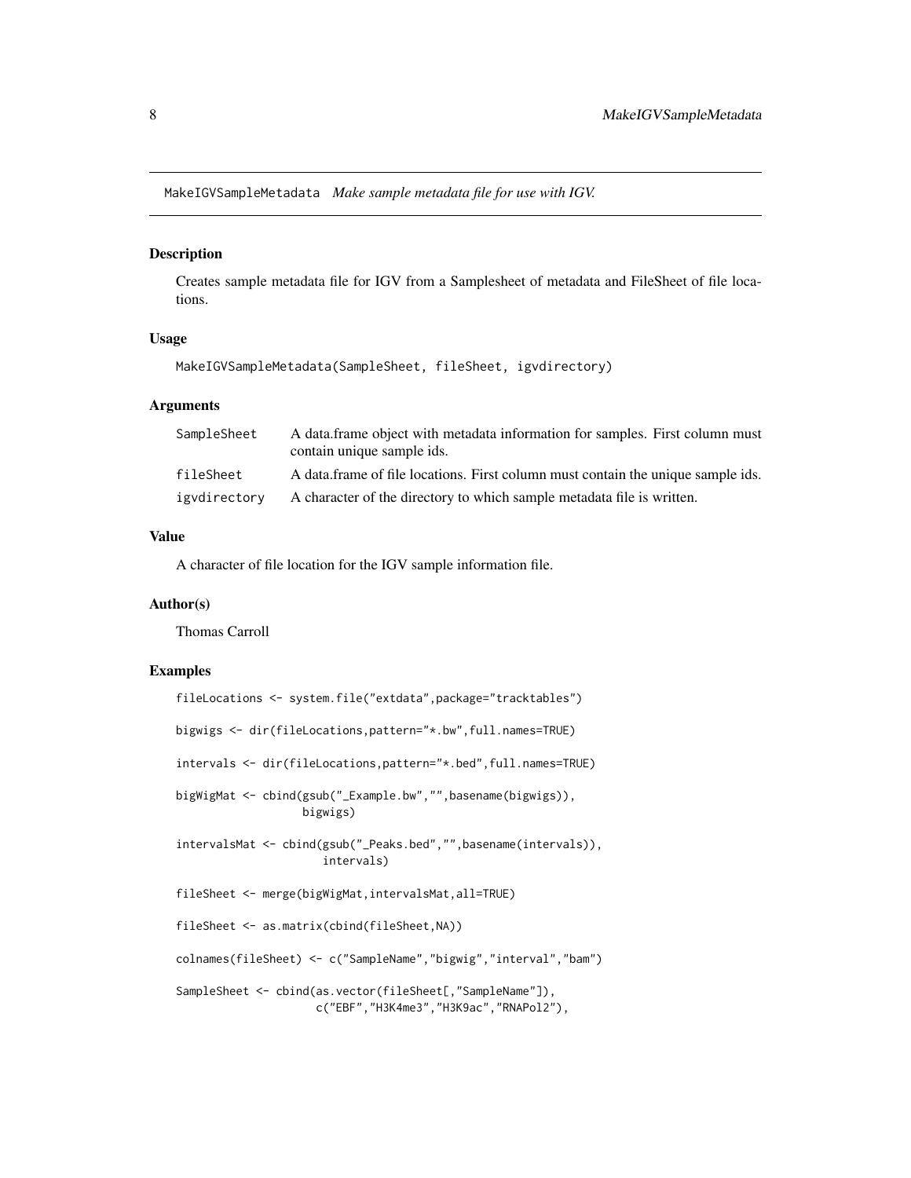## MakeIGVSampleMetadata *Make sample metadata file for use with IGV.*

### Description

Creates sample metadata file for IGV from a Samplesheet of metadata and FileSheet of file locations.

### Usage

```
MakeIGVSampleMetadata(SampleSheet, fileSheet, igvdirectory)
```

### Arguments

| | |
|---|---|
| SampleSheet | A data.frame object with metadata information for samples. First column must contain unique sample ids. |
| fileSheet | A data.frame of file locations. First column must contain the unique sample ids. |
| igvdirectory | A character of the directory to which sample metadata file is written. |

### Value

A character of file location for the IGV sample information file.

### Author(s)

Thomas Carroll

### Examples

```
fileLocations <- system.file("extdata",package="tracktables")

bigwigs <- dir(fileLocations,pattern="*.bw",full.names=TRUE)

intervals <- dir(fileLocations,pattern="*.bed",full.names=TRUE)

bigWigMat <- cbind(gsub("_Example.bw","",basename(bigwigs)),
                   bigwigs)

intervalsMat <- cbind(gsub("_Peaks.bed","",basename(intervals)),
                      intervals)

fileSheet <- merge(bigWigMat,intervalsMat,all=TRUE)

fileSheet <- as.matrix(cbind(fileSheet,NA))

colnames(fileSheet) <- c("SampleName","bigwig","interval","bam")

SampleSheet <- cbind(as.vector(fileSheet[,"SampleName"]),
                     c("EBF","H3K4me3","H3K9ac","RNAPol2"),
```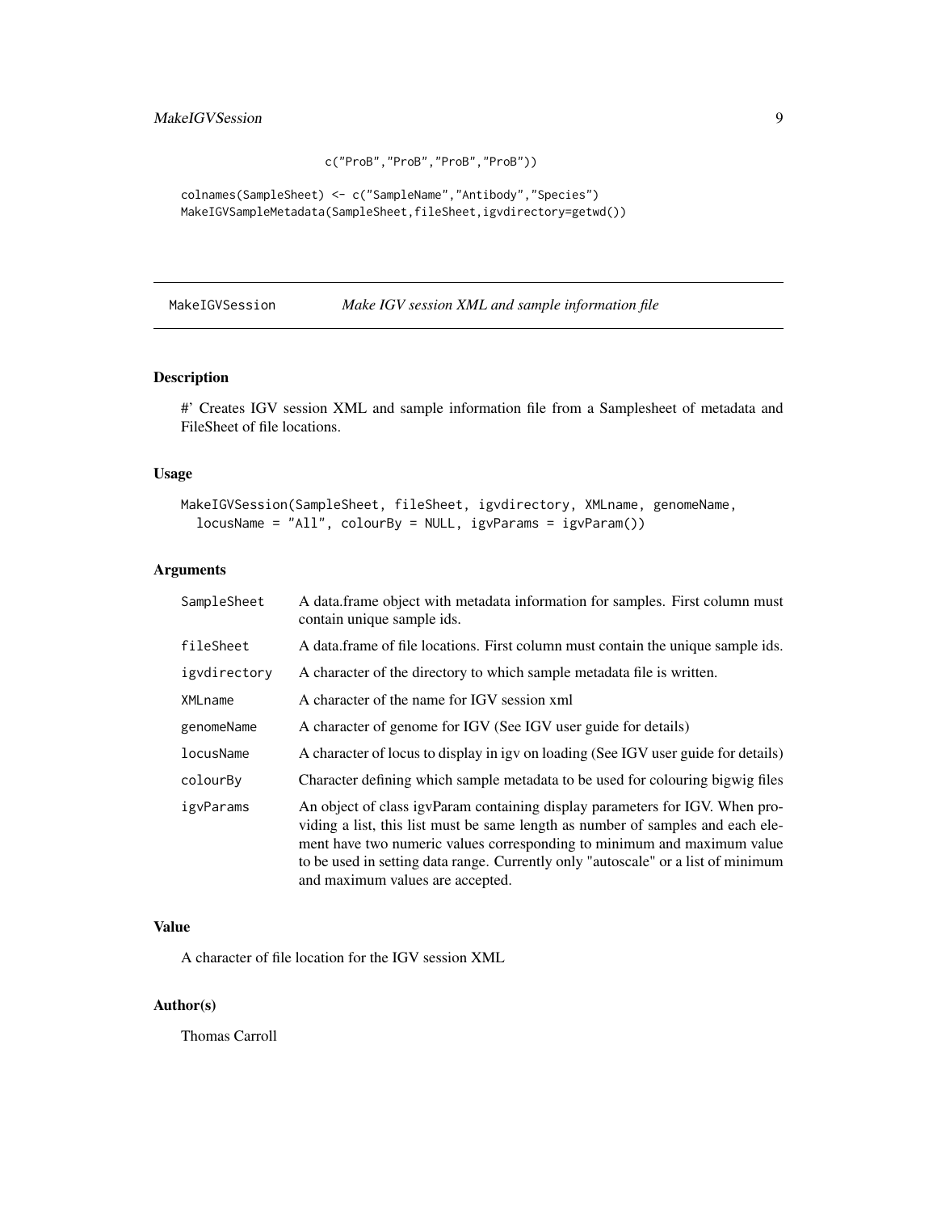```
                  c("ProB","ProB","ProB","ProB"))

colnames(SampleSheet) <- c("SampleName","Antibody","Species")
MakeIGVSampleMetadata(SampleSheet,fileSheet,igvdirectory=getwd())
```

## MakeIGVSession — *Make IGV session XML and sample information file*

### Description

#' Creates IGV session XML and sample information file from a Samplesheet of metadata and FileSheet of file locations.

### Usage

```
MakeIGVSession(SampleSheet, fileSheet, igvdirectory, XMLname, genomeName,
  locusName = "All", colourBy = NULL, igvParams = igvParam())
```

### Arguments

| Argument | Description |
|---|---|
| SampleSheet | A data.frame object with metadata information for samples. First column must contain unique sample ids. |
| fileSheet | A data.frame of file locations. First column must contain the unique sample ids. |
| igvdirectory | A character of the directory to which sample metadata file is written. |
| XMLname | A character of the name for IGV session xml |
| genomeName | A character of genome for IGV (See IGV user guide for details) |
| locusName | A character of locus to display in igv on loading (See IGV user guide for details) |
| colourBy | Character defining which sample metadata to be used for colouring bigwig files |
| igvParams | An object of class igvParam containing display parameters for IGV. When providing a list, this list must be same length as number of samples and each element have two numeric values corresponding to minimum and maximum value to be used in setting data range. Currently only "autoscale" or a list of minimum and maximum values are accepted. |

### Value

A character of file location for the IGV session XML

### Author(s)

Thomas Carroll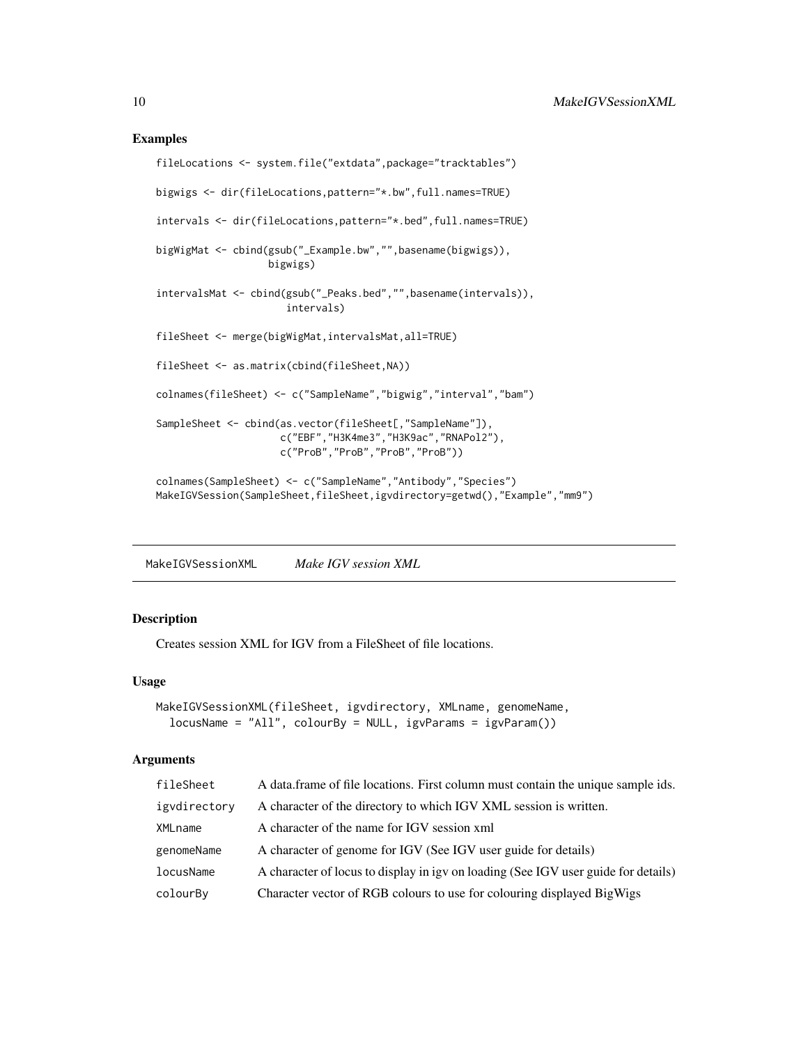## Examples

```
fileLocations <- system.file("extdata",package="tracktables")

bigwigs <- dir(fileLocations,pattern="*.bw",full.names=TRUE)

intervals <- dir(fileLocations,pattern="*.bed",full.names=TRUE)

bigWigMat <- cbind(gsub("_Example.bw","",basename(bigwigs)),
                   bigwigs)

intervalsMat <- cbind(gsub("_Peaks.bed","",basename(intervals)),
                      intervals)

fileSheet <- merge(bigWigMat,intervalsMat,all=TRUE)

fileSheet <- as.matrix(cbind(fileSheet,NA))

colnames(fileSheet) <- c("SampleName","bigwig","interval","bam")

SampleSheet <- cbind(as.vector(fileSheet[,"SampleName"]),
                     c("EBF","H3K4me3","H3K9ac","RNAPol2"),
                     c("ProB","ProB","ProB","ProB"))

colnames(SampleSheet) <- c("SampleName","Antibody","Species")
MakeIGVSession(SampleSheet,fileSheet,igvdirectory=getwd(),"Example","mm9")
```

---

# MakeIGVSessionXML *Make IGV session XML*

## Description

Creates session XML for IGV from a FileSheet of file locations.

## Usage

```
MakeIGVSessionXML(fileSheet, igvdirectory, XMLname, genomeName,
  locusName = "All", colourBy = NULL, igvParams = igvParam())
```

## Arguments

| | |
|---|---|
| `fileSheet` | A data.frame of file locations. First column must contain the unique sample ids. |
| `igvdirectory` | A character of the directory to which IGV XML session is written. |
| `XMLname` | A character of the name for IGV session xml |
| `genomeName` | A character of genome for IGV (See IGV user guide for details) |
| `locusName` | A character of locus to display in igv on loading (See IGV user guide for details) |
| `colourBy` | Character vector of RGB colours to use for colouring displayed BigWigs |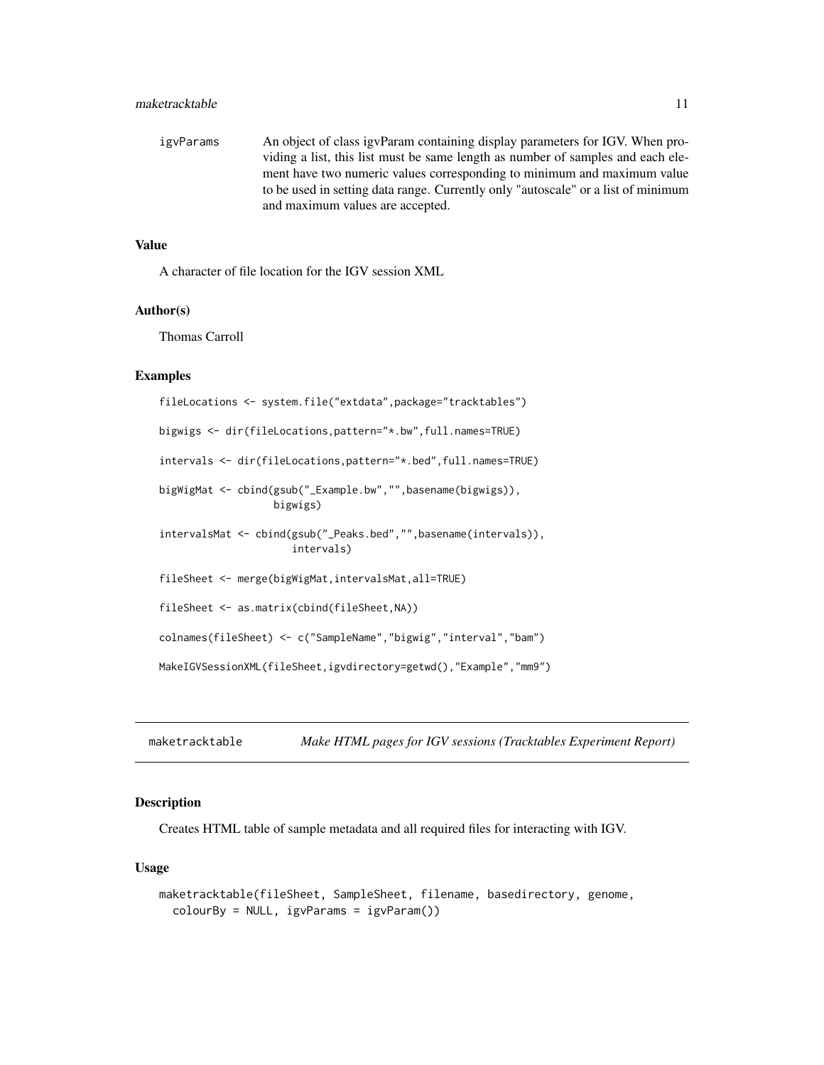igvParams An object of class igvParam containing display parameters for IGV. When providing a list, this list must be same length as number of samples and each element have two numeric values corresponding to minimum and maximum value to be used in setting data range. Currently only "autoscale" or a list of minimum and maximum values are accepted.

### Value

A character of file location for the IGV session XML

### Author(s)

Thomas Carroll

### Examples

```
fileLocations <- system.file("extdata",package="tracktables")

bigwigs <- dir(fileLocations,pattern="*.bw",full.names=TRUE)

intervals <- dir(fileLocations,pattern="*.bed",full.names=TRUE)

bigWigMat <- cbind(gsub("_Example.bw","",basename(bigwigs)),
                   bigwigs)

intervalsMat <- cbind(gsub("_Peaks.bed","",basename(intervals)),
                      intervals)

fileSheet <- merge(bigWigMat,intervalsMat,all=TRUE)

fileSheet <- as.matrix(cbind(fileSheet,NA))

colnames(fileSheet) <- c("SampleName","bigwig","interval","bam")

MakeIGVSessionXML(fileSheet,igvdirectory=getwd(),"Example","mm9")
```

## maketracktable *Make HTML pages for IGV sessions (Tracktables Experiment Report)*

### Description

Creates HTML table of sample metadata and all required files for interacting with IGV.

### Usage

```
maketracktable(fileSheet, SampleSheet, filename, basedirectory, genome,
  colourBy = NULL, igvParams = igvParam())
```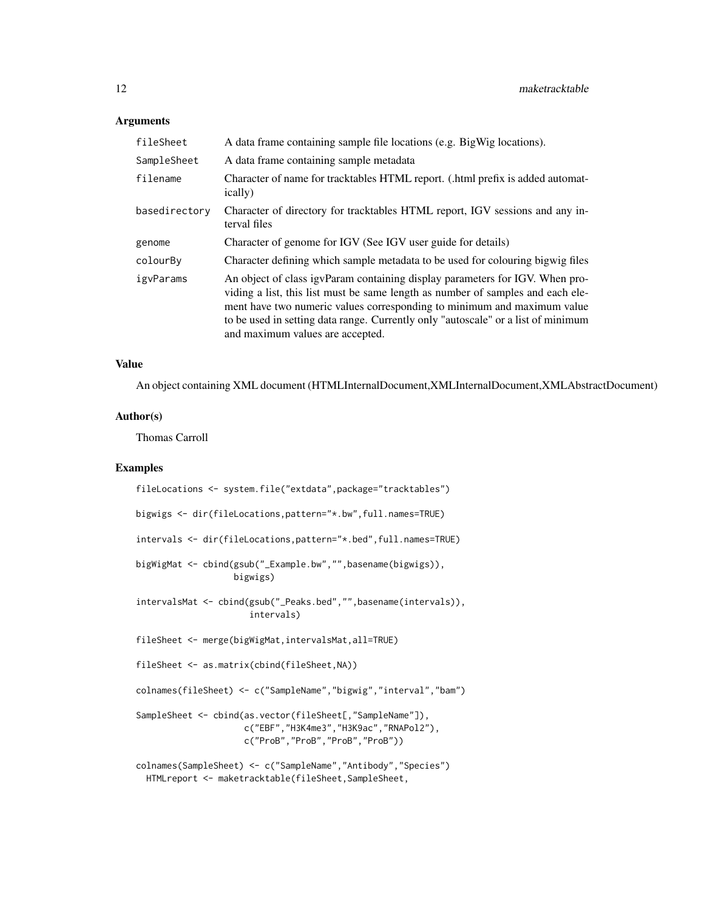### Arguments

| | |
|---|---|
| fileSheet | A data frame containing sample file locations (e.g. BigWig locations). |
| SampleSheet | A data frame containing sample metadata |
| filename | Character of name for tracktables HTML report. (.html prefix is added automatically) |
| basedirectory | Character of directory for tracktables HTML report, IGV sessions and any interval files |
| genome | Character of genome for IGV (See IGV user guide for details) |
| colourBy | Character defining which sample metadata to be used for colouring bigwig files |
| igvParams | An object of class igvParam containing display parameters for IGV. When providing a list, this list must be same length as number of samples and each element have two numeric values corresponding to minimum and maximum value to be used in setting data range. Currently only "autoscale" or a list of minimum and maximum values are accepted. |

### Value

An object containing XML document (HTMLInternalDocument,XMLInternalDocument,XMLAbstractDocument)

### Author(s)

Thomas Carroll

### Examples

```
fileLocations <- system.file("extdata",package="tracktables")

bigwigs <- dir(fileLocations,pattern="*.bw",full.names=TRUE)

intervals <- dir(fileLocations,pattern="*.bed",full.names=TRUE)

bigWigMat <- cbind(gsub("_Example.bw","",basename(bigwigs)),
                   bigwigs)

intervalsMat <- cbind(gsub("_Peaks.bed","",basename(intervals)),
                      intervals)

fileSheet <- merge(bigWigMat,intervalsMat,all=TRUE)

fileSheet <- as.matrix(cbind(fileSheet,NA))

colnames(fileSheet) <- c("SampleName","bigwig","interval","bam")

SampleSheet <- cbind(as.vector(fileSheet[,"SampleName"]),
                     c("EBF","H3K4me3","H3K9ac","RNAPol2"),
                     c("ProB","ProB","ProB","ProB"))

colnames(SampleSheet) <- c("SampleName","Antibody","Species")
  HTMLreport <- maketracktable(fileSheet,SampleSheet,
```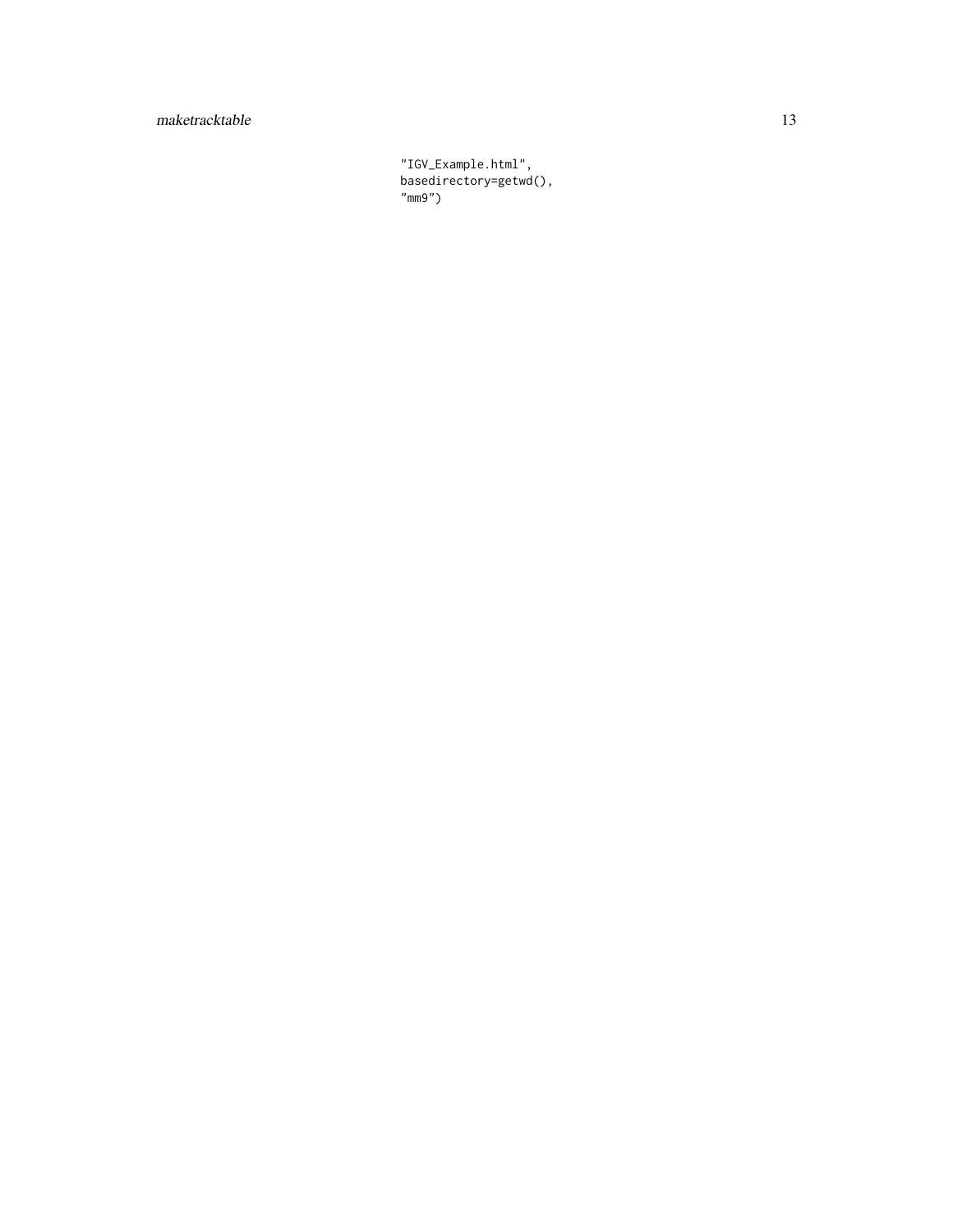```
"IGV_Example.html",
basedirectory=getwd(),
"mm9")
```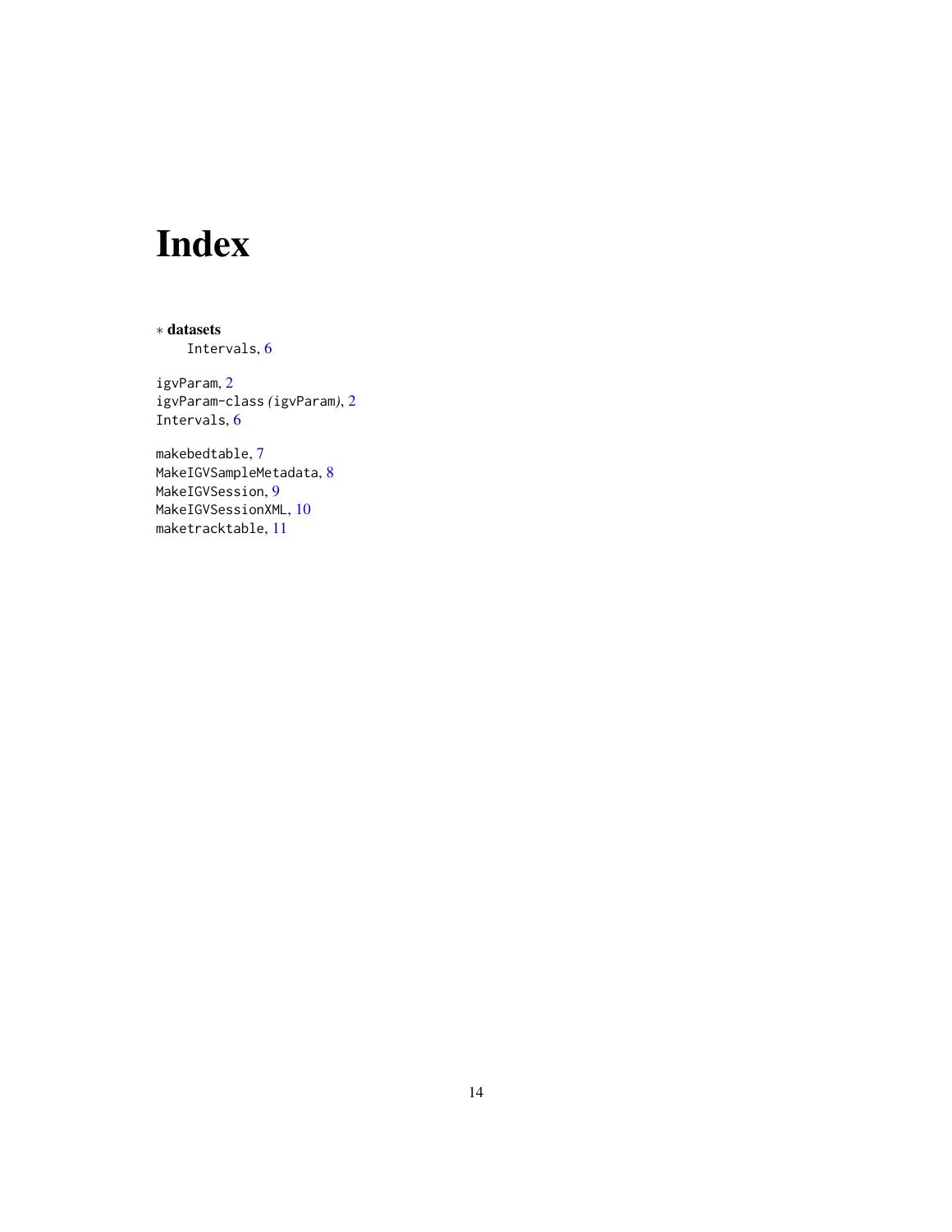# Index

∗ **datasets**
    Intervals, 6

igvParam, 2
igvParam-class *(*igvParam*)*, 2
Intervals, 6

makebedtable, 7
MakeIGVSampleMetadata, 8
MakeIGVSession, 9
MakeIGVSessionXML, 10
maketracktable, 11